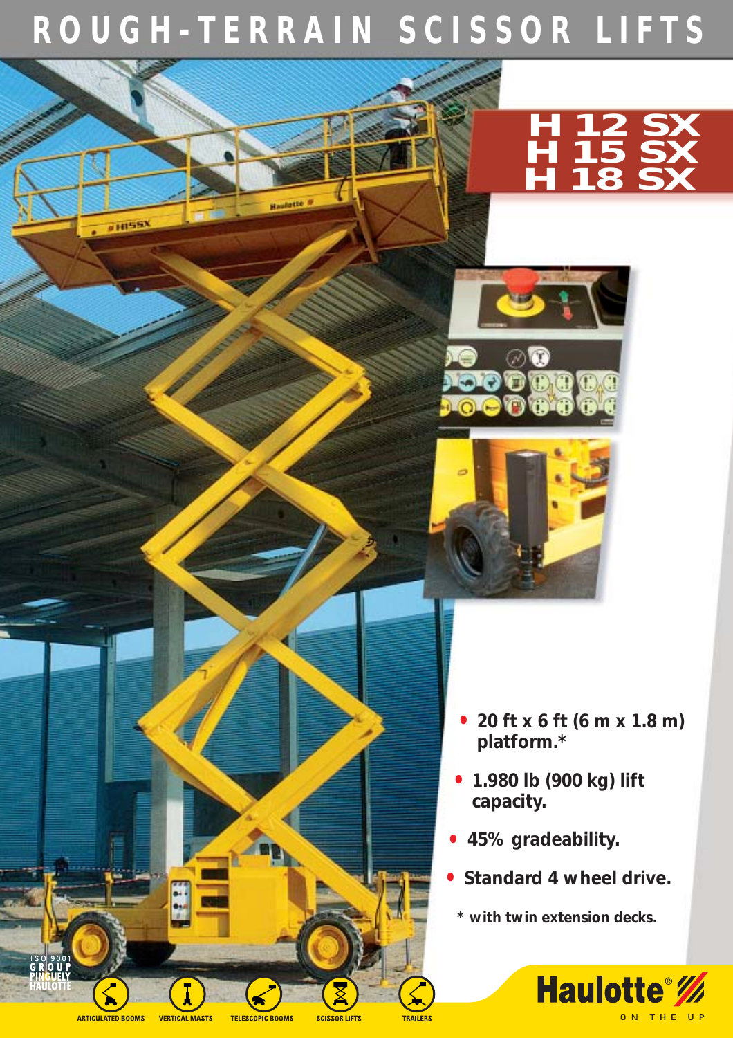# ROUGH-TERRAIN SCISSOR LIFTS

## H 12 SX
## H 15 SX
## H 18 SX

- **20 ft x 6 ft (6 m x 1.8 m) platform.***
- **1.980 lb (900 kg) lift capacity.**
- **45% gradeability.**
- **Standard 4 wheel drive.**

*** with twin extension decks.**

ISO 9001 GROUP PINGUELY HAULOTTE

ARTICULATED BOOMS | VERTICAL MASTS | TELESCOPIC BOOMS | SCISSOR LIFTS | TRAILERS

Haulotte® ON THE UP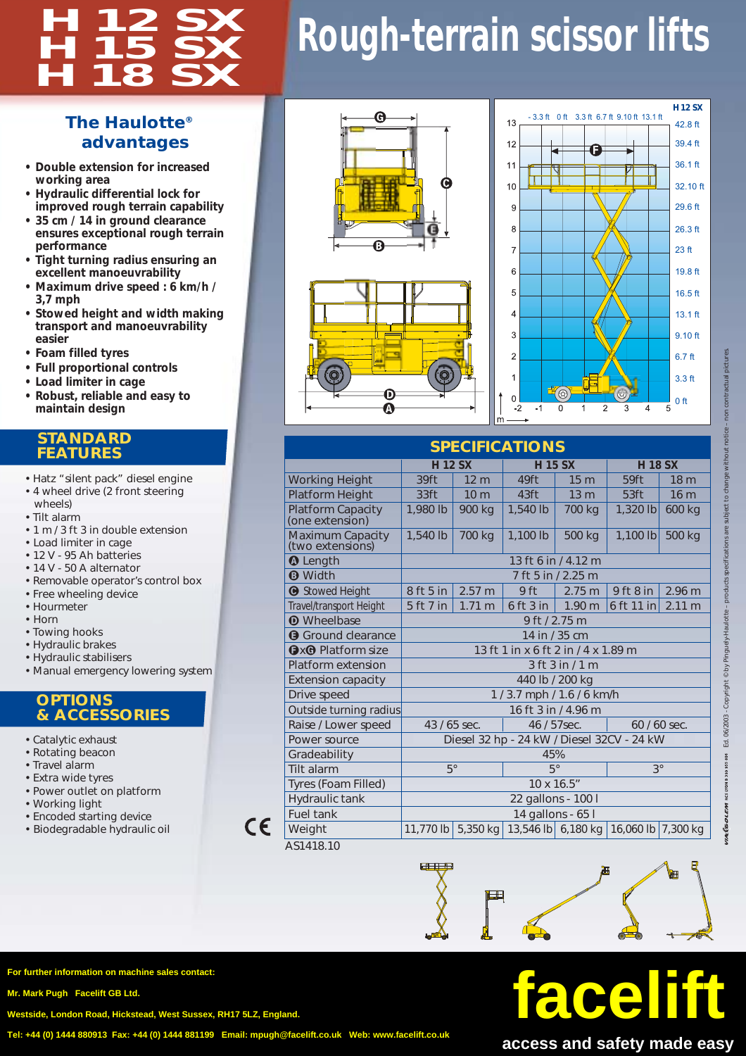# H 12 SX
# H 15 SX
# H 18 SX

# Rough-terrain scissor lifts

## The Haulotte® advantages

- **Double extension for increased working area**
- **Hydraulic differential lock for improved rough terrain capability**
- **35 cm / 14 in ground clearance ensures exceptional rough terrain performance**
- **Tight turning radius ensuring an excellent manoeuvrability**
- **Maximum drive speed : 6 km/h / 3,7 mph**
- **Stowed height and width making transport and manoeuvrability easier**
- **Foam filled tyres**
- **Full proportional controls**
- **Load limiter in cage**
- **Robust, reliable and easy to maintain design**

## STANDARD FEATURES

- Hatz "silent pack" diesel engine
- 4 wheel drive (2 front steering wheels)
- Tilt alarm
- 1 m / 3 ft 3 in double extension
- Load limiter in cage
- 12 V - 95 Ah batteries
- 14 V - 50 A alternator
- Removable operator's control box
- Free wheeling device
- Hourmeter
- Horn
- Towing hooks
- Hydraulic brakes
- Hydraulic stabilisers
- Manual emergency lowering system

## OPTIONS & ACCESSORIES

- Catalytic exhaust
- Rotating beacon
- Travel alarm
- Extra wide tyres
- Power outlet on platform
- Working light
- Encoded starting device
- Biodegradable hydraulic oil

H 12 SX

-3.3 ft 0 ft 3.3 ft 6.7 ft 9.10 ft 13.1 ft

42.8 ft 39.4 ft 36.1 ft 32.10 ft 29.6 ft 26.3 ft 23 ft 19.8 ft 16.5 ft 13.1 ft 9.10 ft 6.7 ft 3.3 ft 0 ft

13 12 11 10 9 8 7 6 5 4 3 2 1 0

-2 -1 0 1 2 3 4 5 m

## SPECIFICATIONS

| | H 12 SX | | H 15 SX | | H 18 SX | |
|---|---|---|---|---|---|---|
| Working Height | 39ft | 12 m | 49ft | 15 m | 59ft | 18 m |
| Platform Height | 33ft | 10 m | 43ft | 13 m | 53ft | 16 m |
| Platform Capacity (one extension) | 1,980 lb | 900 kg | 1,540 lb | 700 kg | 1,320 lb | 600 kg |
| Maximum Capacity (two extensions) | 1,540 lb | 700 kg | 1,100 lb | 500 kg | 1,100 lb | 500 kg |
| A Length | 13 ft 6 in / 4.12 m | | | | | |
| B Width | 7 ft 5 in / 2.25 m | | | | | |
| C Stowed Height | 8 ft 5 in | 2.57 m | 9 ft | 2.75 m | 9 ft 8 in | 2.96 m |
| Travel/transport Height | 5 ft 7 in | 1.71 m | 6 ft 3 in | 1.90 m | 6 ft 11 in | 2.11 m |
| D Wheelbase | 9 ft / 2.75 m | | | | | |
| E Ground clearance | 14 in / 35 cm | | | | | |
| FxG Platform size | 13 ft 1 in x 6 ft 2 in / 4 x 1.89 m | | | | | |
| Platform extension | 3 ft 3 in / 1 m | | | | | |
| Extension capacity | 440 lb / 200 kg | | | | | |
| Drive speed | 1 / 3.7 mph / 1.6 / 6 km/h | | | | | |
| Outside turning radius | 16 ft 3 in / 4.96 m | | | | | |
| Raise / Lower speed | 43 / 65 sec. | | 46 / 57sec. | | 60 / 60 sec. | |
| Power source | Diesel 32 hp - 24 kW / Diesel 32CV - 24 kW | | | | | |
| Gradeability | 45% | | | | | |
| Tilt alarm | 5° | | 5° | | 3° | |
| Tyres (Foam Filled) | 10 x 16.5" | | | | | |
| Hydraulic tank | 22 gallons - 100 l | | | | | |
| Fuel tank | 14 gallons - 65 l | | | | | |
| Weight | 11,770 lb | 5,350 kg | 13,546 lb | 6,180 kg | 16,060 lb | 7,300 kg |

AS1418.10

Ed. 06/2003 - Copyright © by Pinguely-Haulotte – products specifications are subject to change without notice - non contractual pictures

**For further information on machine sales contact:**

**Mr. Mark Pugh Facelift GB Ltd.**

**Westside, London Road, Hickstead, West Sussex, RH17 5LZ, England.**

**Tel: +44 (0) 1444 880913 Fax: +44 (0) 1444 881199 Email: mpugh@facelift.co.uk Web: www.facelift.co.uk**

**facelift**

**access and safety made easy**